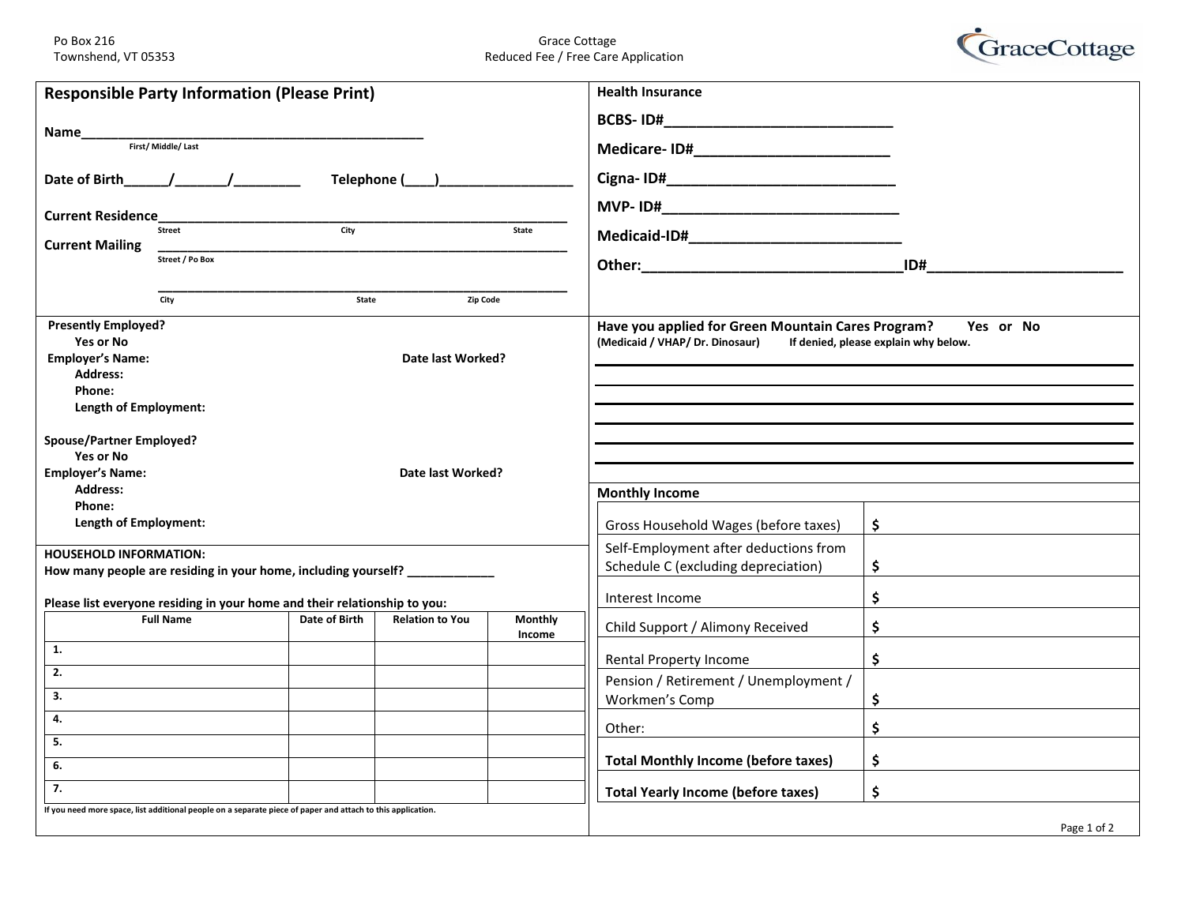Po Box 216
Townshend, VT 05353

Grace Cottage
Reduced Fee / Free Care Application

GraceCottage

## Responsible Party Information (Please Print)

**Name**______________________________________________
First/ Middle/ Last

**Date of Birth**______/_______/_________ **Telephone** (____)__________________

**Current Residence**________________________________________________________
Street City State

**Current Mailing** ________________________________________________________
Street / Po Box

________________________________________________________
City State Zip Code

**Presently Employed?**
Yes or No
**Employer's Name:** **Date last Worked?**
Address:
Phone:
Length of Employment:

**Spouse/Partner Employed?**
Yes or No
**Employer's Name:** **Date last Worked?**
Address:
Phone:
Length of Employment:

**HOUSEHOLD INFORMATION:**
**How many people are residing in your home, including yourself?** _____________

**Please list everyone residing in your home and their relationship to you:**

| Full Name | Date of Birth | Relation to You | Monthly Income |
|---|---|---|---|
| 1. | | | |
| 2. | | | |
| 3. | | | |
| 4. | | | |
| 5. | | | |
| 6. | | | |
| 7. | | | |

If you need more space, list additional people on a separate piece of paper and attach to this application.

## Health Insurance

**BCBS- ID#**____________________________

**Medicare- ID#**_________________________

**Cigna- ID#**____________________________

**MVP- ID#**______________________________

**Medicaid-ID#**__________________________

**Other:**________________________________**ID#**________________________

**Have you applied for Green Mountain Cares Program?** **Yes or No**
**(Medicaid / VHAP/ Dr. Dinosaur)** **If denied, please explain why below.**

________________________________________________________________

________________________________________________________________

________________________________________________________________

________________________________________________________________

________________________________________________________________

## Monthly Income

| | |
|---|---|
| Gross Household Wages (before taxes) | $ |
| Self-Employment after deductions from Schedule C (excluding depreciation) | $ |
| Interest Income | $ |
| Child Support / Alimony Received | $ |
| Rental Property Income | $ |
| Pension / Retirement / Unemployment / Workmen's Comp | $ |
| Other: | $ |
| **Total Monthly Income (before taxes)** | $ |
| **Total Yearly Income (before taxes)** | $ |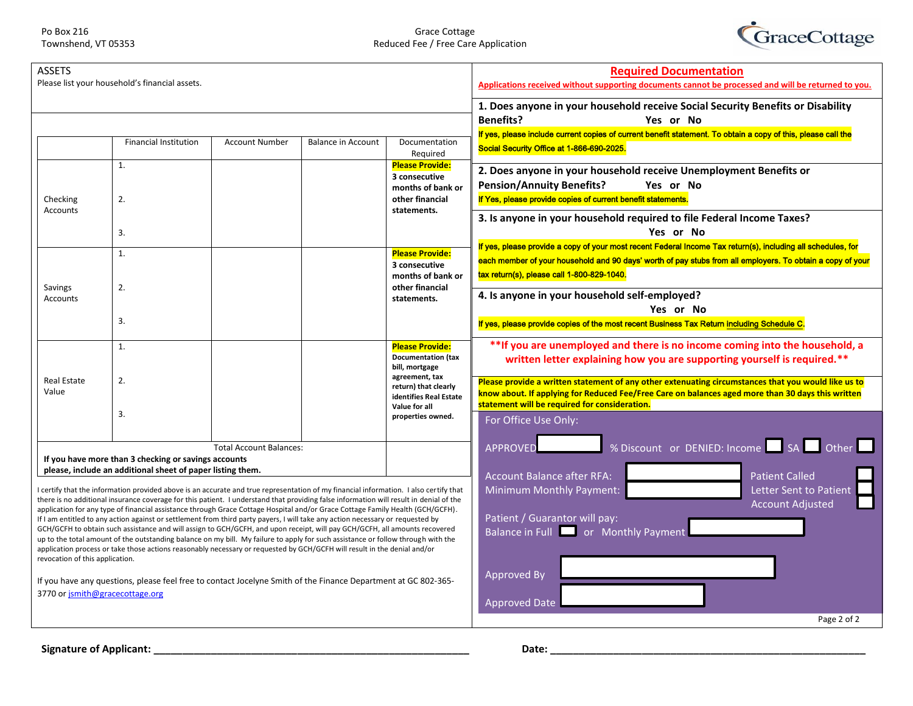Po Box 216
Townshend, VT 05353

Grace Cottage
Reduced Fee / Free Care Application

## ASSETS

Please list your household's financial assets.

| | Financial Institution | Account Number | Balance in Account | Documentation Required |
|---|---|---|---|---|
| Checking Accounts | 1. 2. 3. | | | **Please Provide: 3 consecutive months of bank or other financial statements.** |
| Savings Accounts | 1. 2. 3. | | | **Please Provide: 3 consecutive months of bank or other financial statements.** |
| Real Estate Value | 1. 2. 3. | | | **Please Provide: Documentation (tax bill, mortgage agreement, tax return) that clearly identifies Real Estate Value for all properties owned.** |
| | | Total Account Balances: | | |

**If you have more than 3 checking or savings accounts please, include an additional sheet of paper listing them.**

I certify that the information provided above is an accurate and true representation of my financial information. I also certify that there is no additional insurance coverage for this patient. I understand that providing false information will result in denial of the application for any type of financial assistance through Grace Cottage Hospital and/or Grace Cottage Family Health (GCH/GCFH). If I am entitled to any action against or settlement from third party payers, I will take any action necessary or requested by GCH/GCFH to obtain such assistance and will assign to GCH/GCFH, and upon receipt, will pay GCH/GCFH, all amounts recovered up to the total amount of the outstanding balance on my bill. My failure to apply for such assistance or follow through with the application process or take those actions reasonably necessary or requested by GCH/GCFH will result in the denial and/or revocation of this application.

If you have any questions, please feel free to contact Jocelyne Smith of the Finance Department at GC 802-365-3770 or jsmith@gracecottage.org

## Required Documentation

**Applications received without supporting documents cannot be processed and will be returned to you.**

**1. Does anyone in your household receive Social Security Benefits or Disability Benefits? Yes or No**

If yes, please include current copies of current benefit statement. To obtain a copy of this, please call the Social Security Office at 1-866-690-2025.

**2. Does anyone in your household receive Unemployment Benefits or Pension/Annuity Benefits? Yes or No**

If Yes, please provide copies of current benefit statements.

**3. Is anyone in your household required to file Federal Income Taxes? Yes or No**

If yes, please provide a copy of your most recent Federal Income Tax return(s), including all schedules, for each member of your household and 90 days' worth of pay stubs from all employers. To obtain a copy of your tax return(s), please call 1-800-829-1040.

**4. Is anyone in your household self-employed? Yes or No**

If yes, please provide copies of the most recent Business Tax Return including Schedule C.

**\*\*If you are unemployed and there is no income coming into the household, a written letter explaining how you are supporting yourself is required.\*\***

**Please provide a written statement of any other extenuating circumstances that you would like us to know about. If applying for Reduced Fee/Free Care on balances aged more than 30 days this written statement will be required for consideration.**

For Office Use Only:

APPROVED ☐ % Discount or DENIED: Income ☐ SA ☐ Other ☐

Account Balance after RFA: ☐
Minimum Monthly Payment: ☐

Patient Called ☐
Letter Sent to Patient ☐
Account Adjusted ☐

Patient / Guarantor will pay:
Balance in Full ☐ or Monthly Payment ☐

Approved By ☐

Approved Date ☐

**Signature of Applicant:** ______________________________ **Date:** ______________________________